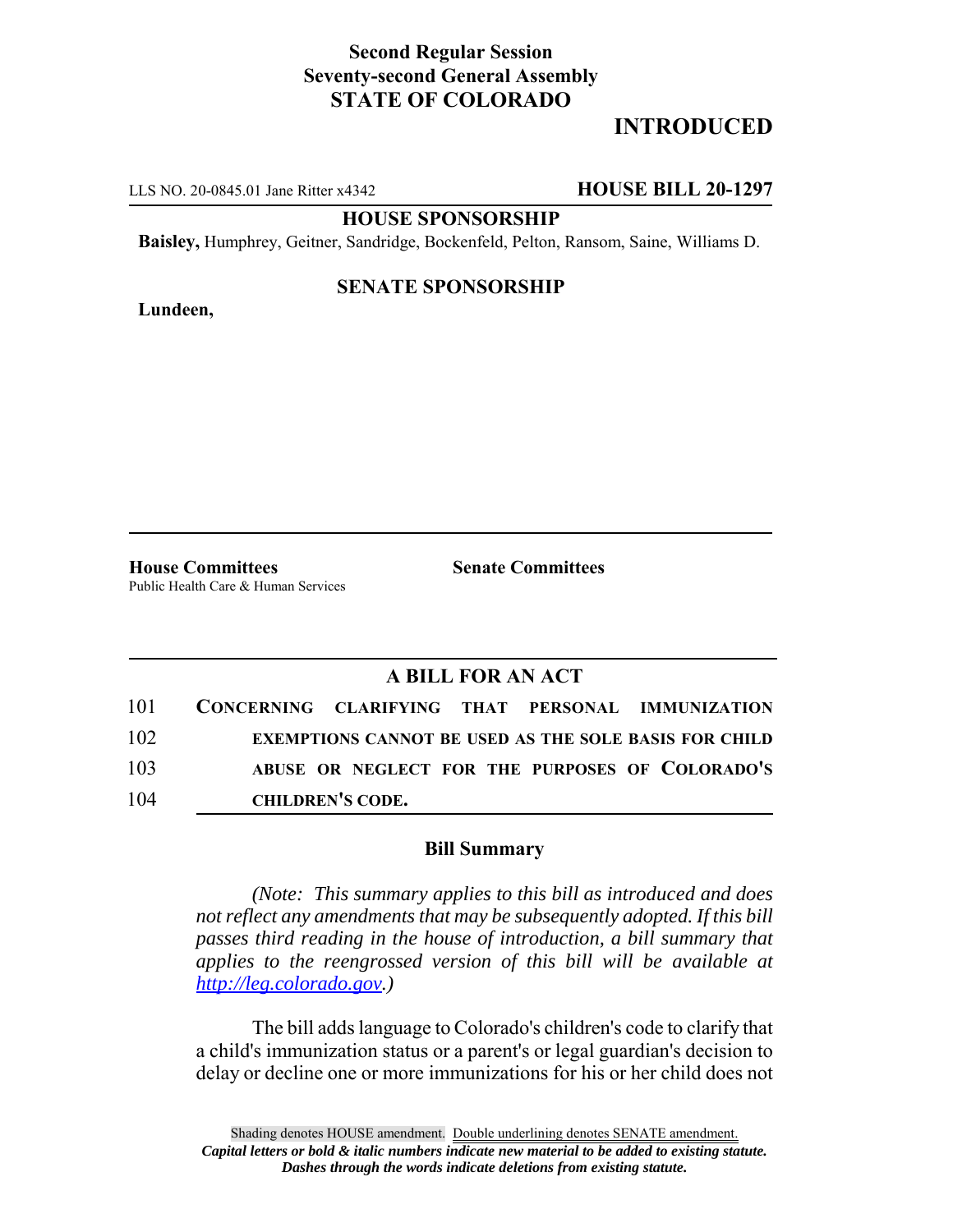**Second Regular Session**
**Seventy-second General Assembly**
**STATE OF COLORADO**

# INTRODUCED

LLS NO. 20-0845.01 Jane Ritter x4342 **HOUSE BILL 20-1297**

**HOUSE SPONSORSHIP**

**Baisley,** Humphrey, Geitner, Sandridge, Bockenfeld, Pelton, Ransom, Saine, Williams D.

**SENATE SPONSORSHIP**

**Lundeen,**

**House Committees**
Public Health Care & Human Services

**Senate Committees**

## A BILL FOR AN ACT

101 **CONCERNING CLARIFYING THAT PERSONAL IMMUNIZATION**
102 **EXEMPTIONS CANNOT BE USED AS THE SOLE BASIS FOR CHILD**
103 **ABUSE OR NEGLECT FOR THE PURPOSES OF COLORADO'S**
104 **CHILDREN'S CODE.**

### Bill Summary

*(Note: This summary applies to this bill as introduced and does not reflect any amendments that may be subsequently adopted. If this bill passes third reading in the house of introduction, a bill summary that applies to the reengrossed version of this bill will be available at http://leg.colorado.gov.)*

The bill adds language to Colorado's children's code to clarify that a child's immunization status or a parent's or legal guardian's decision to delay or decline one or more immunizations for his or her child does not

Shading denotes HOUSE amendment. Double underlining denotes SENATE amendment.
*Capital letters or bold & italic numbers indicate new material to be added to existing statute.*
*Dashes through the words indicate deletions from existing statute.*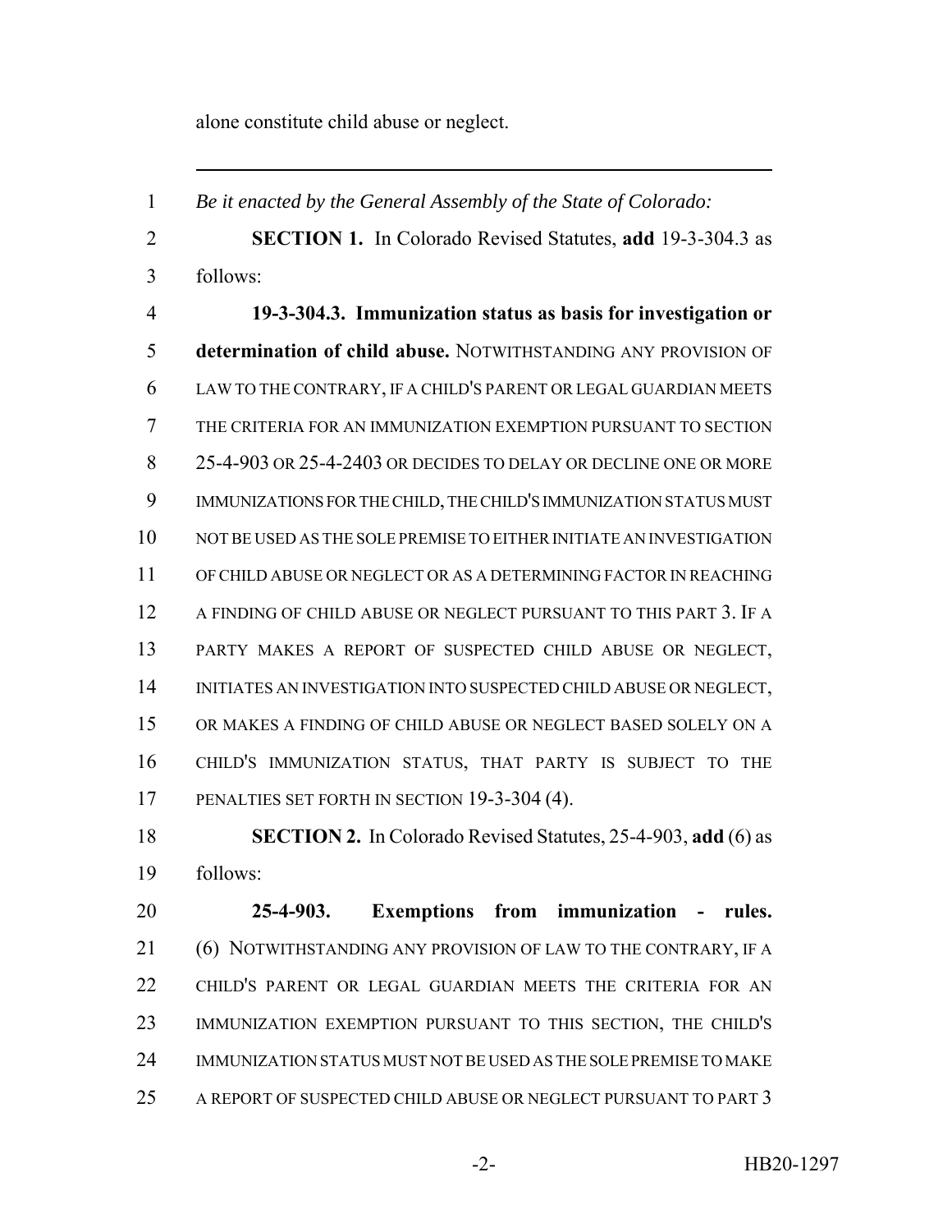alone constitute child abuse or neglect.

---

*Be it enacted by the General Assembly of the State of Colorado:*

**SECTION 1.** In Colorado Revised Statutes, **add** 19-3-304.3 as follows:

**19-3-304.3. Immunization status as basis for investigation or determination of child abuse.** NOTWITHSTANDING ANY PROVISION OF LAW TO THE CONTRARY, IF A CHILD'S PARENT OR LEGAL GUARDIAN MEETS THE CRITERIA FOR AN IMMUNIZATION EXEMPTION PURSUANT TO SECTION 25-4-903 OR 25-4-2403 OR DECIDES TO DELAY OR DECLINE ONE OR MORE IMMUNIZATIONS FOR THE CHILD, THE CHILD'S IMMUNIZATION STATUS MUST NOT BE USED AS THE SOLE PREMISE TO EITHER INITIATE AN INVESTIGATION OF CHILD ABUSE OR NEGLECT OR AS A DETERMINING FACTOR IN REACHING A FINDING OF CHILD ABUSE OR NEGLECT PURSUANT TO THIS PART 3. IF A PARTY MAKES A REPORT OF SUSPECTED CHILD ABUSE OR NEGLECT, INITIATES AN INVESTIGATION INTO SUSPECTED CHILD ABUSE OR NEGLECT, OR MAKES A FINDING OF CHILD ABUSE OR NEGLECT BASED SOLELY ON A CHILD'S IMMUNIZATION STATUS, THAT PARTY IS SUBJECT TO THE PENALTIES SET FORTH IN SECTION 19-3-304 (4).

**SECTION 2.** In Colorado Revised Statutes, 25-4-903, **add** (6) as follows:

**25-4-903. Exemptions from immunization - rules.** (6) NOTWITHSTANDING ANY PROVISION OF LAW TO THE CONTRARY, IF A CHILD'S PARENT OR LEGAL GUARDIAN MEETS THE CRITERIA FOR AN IMMUNIZATION EXEMPTION PURSUANT TO THIS SECTION, THE CHILD'S IMMUNIZATION STATUS MUST NOT BE USED AS THE SOLE PREMISE TO MAKE A REPORT OF SUSPECTED CHILD ABUSE OR NEGLECT PURSUANT TO PART 3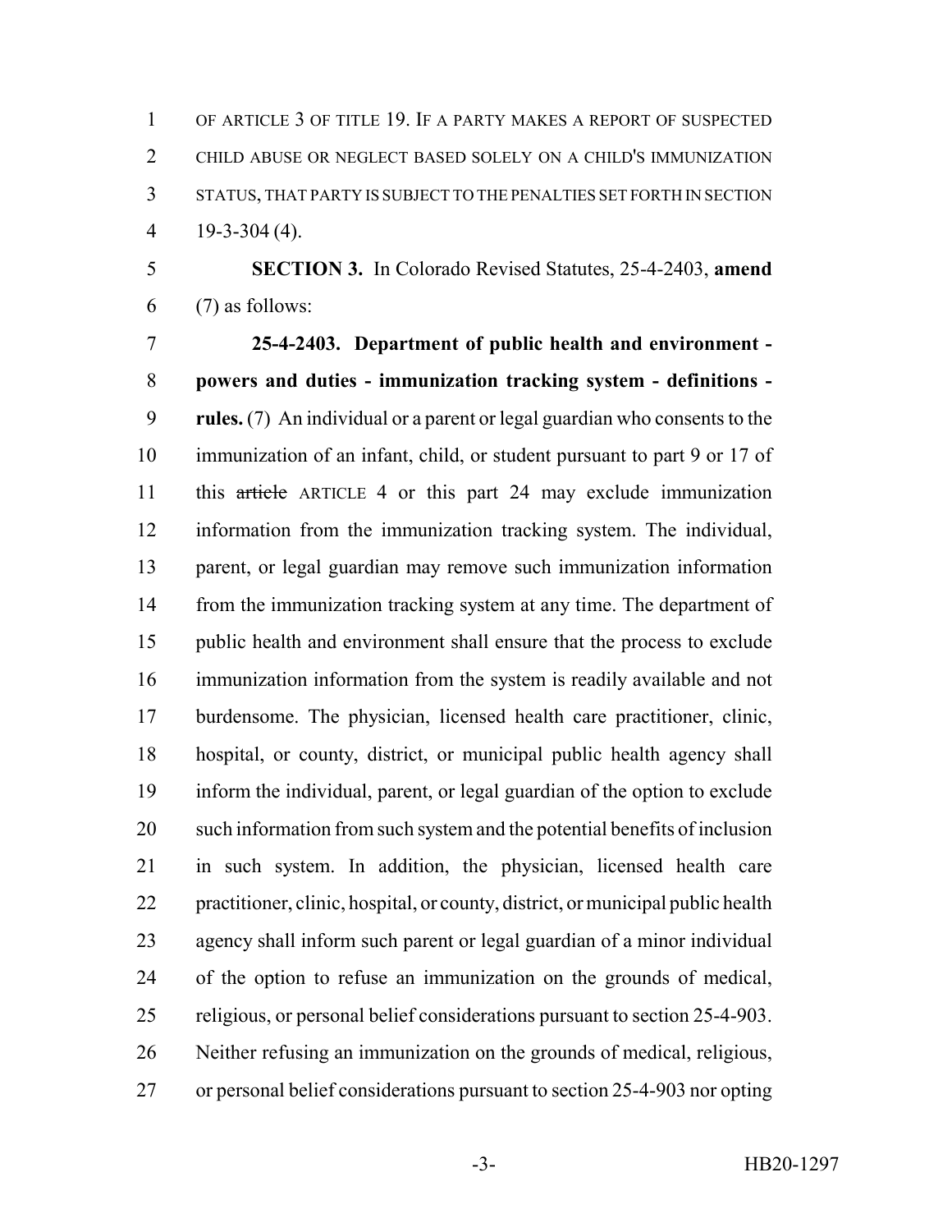OF ARTICLE 3 OF TITLE 19. IF A PARTY MAKES A REPORT OF SUSPECTED CHILD ABUSE OR NEGLECT BASED SOLELY ON A CHILD'S IMMUNIZATION STATUS, THAT PARTY IS SUBJECT TO THE PENALTIES SET FORTH IN SECTION 19-3-304 (4).

**SECTION 3.** In Colorado Revised Statutes, 25-4-2403, **amend** (7) as follows:

**25-4-2403. Department of public health and environment - powers and duties - immunization tracking system - definitions - rules.** (7) An individual or a parent or legal guardian who consents to the immunization of an infant, child, or student pursuant to part 9 or 17 of this ~~article~~ ARTICLE 4 or this part 24 may exclude immunization information from the immunization tracking system. The individual, parent, or legal guardian may remove such immunization information from the immunization tracking system at any time. The department of public health and environment shall ensure that the process to exclude immunization information from the system is readily available and not burdensome. The physician, licensed health care practitioner, clinic, hospital, or county, district, or municipal public health agency shall inform the individual, parent, or legal guardian of the option to exclude such information from such system and the potential benefits of inclusion in such system. In addition, the physician, licensed health care practitioner, clinic, hospital, or county, district, or municipal public health agency shall inform such parent or legal guardian of a minor individual of the option to refuse an immunization on the grounds of medical, religious, or personal belief considerations pursuant to section 25-4-903. Neither refusing an immunization on the grounds of medical, religious, or personal belief considerations pursuant to section 25-4-903 nor opting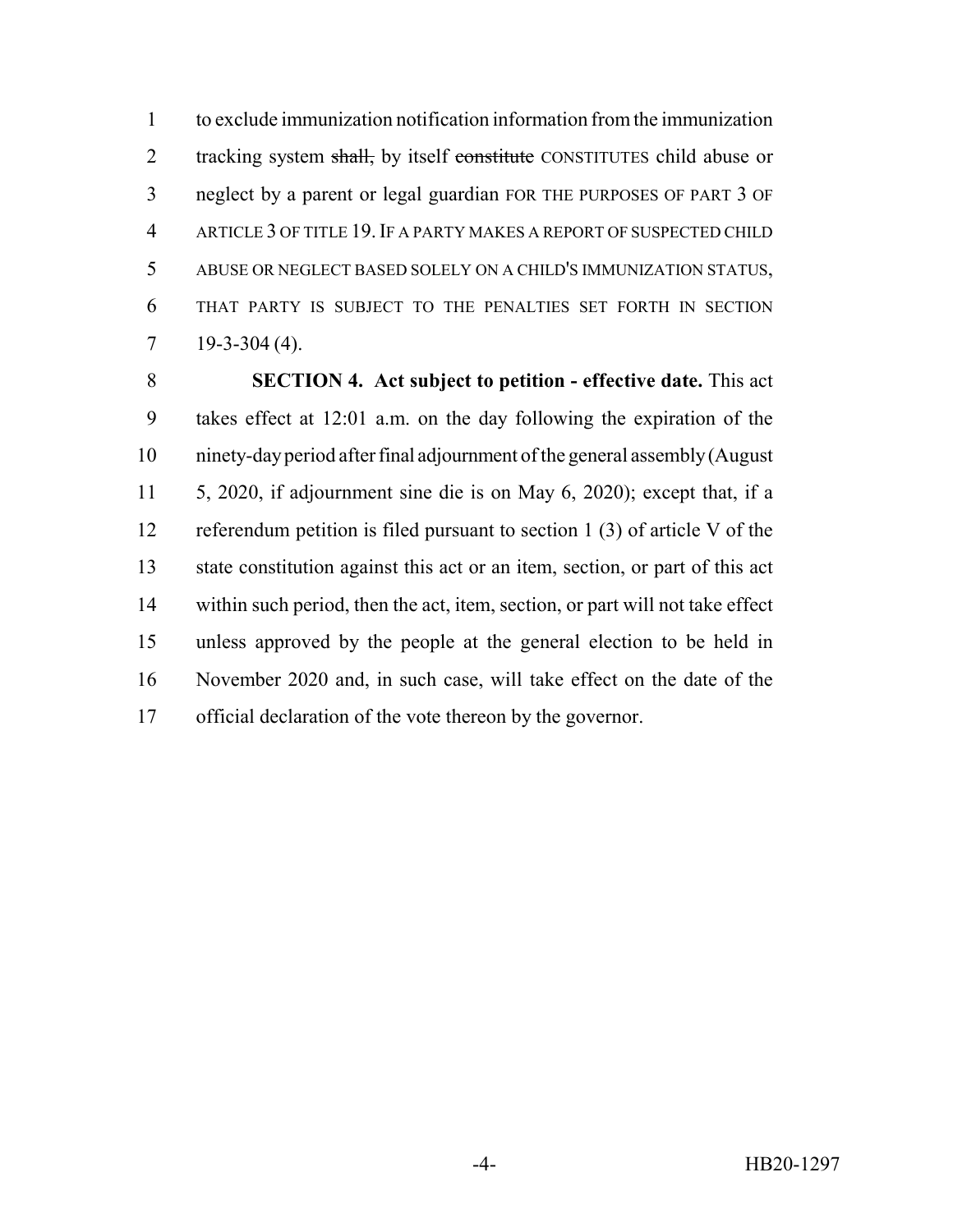to exclude immunization notification information from the immunization tracking system ~~shall,~~ by itself ~~constitute~~ CONSTITUTES child abuse or neglect by a parent or legal guardian FOR THE PURPOSES OF PART 3 OF ARTICLE 3 OF TITLE 19. IF A PARTY MAKES A REPORT OF SUSPECTED CHILD ABUSE OR NEGLECT BASED SOLELY ON A CHILD'S IMMUNIZATION STATUS, THAT PARTY IS SUBJECT TO THE PENALTIES SET FORTH IN SECTION 19-3-304 (4).

**SECTION 4. Act subject to petition - effective date.** This act takes effect at 12:01 a.m. on the day following the expiration of the ninety-day period after final adjournment of the general assembly (August 5, 2020, if adjournment sine die is on May 6, 2020); except that, if a referendum petition is filed pursuant to section 1 (3) of article V of the state constitution against this act or an item, section, or part of this act within such period, then the act, item, section, or part will not take effect unless approved by the people at the general election to be held in November 2020 and, in such case, will take effect on the date of the official declaration of the vote thereon by the governor.